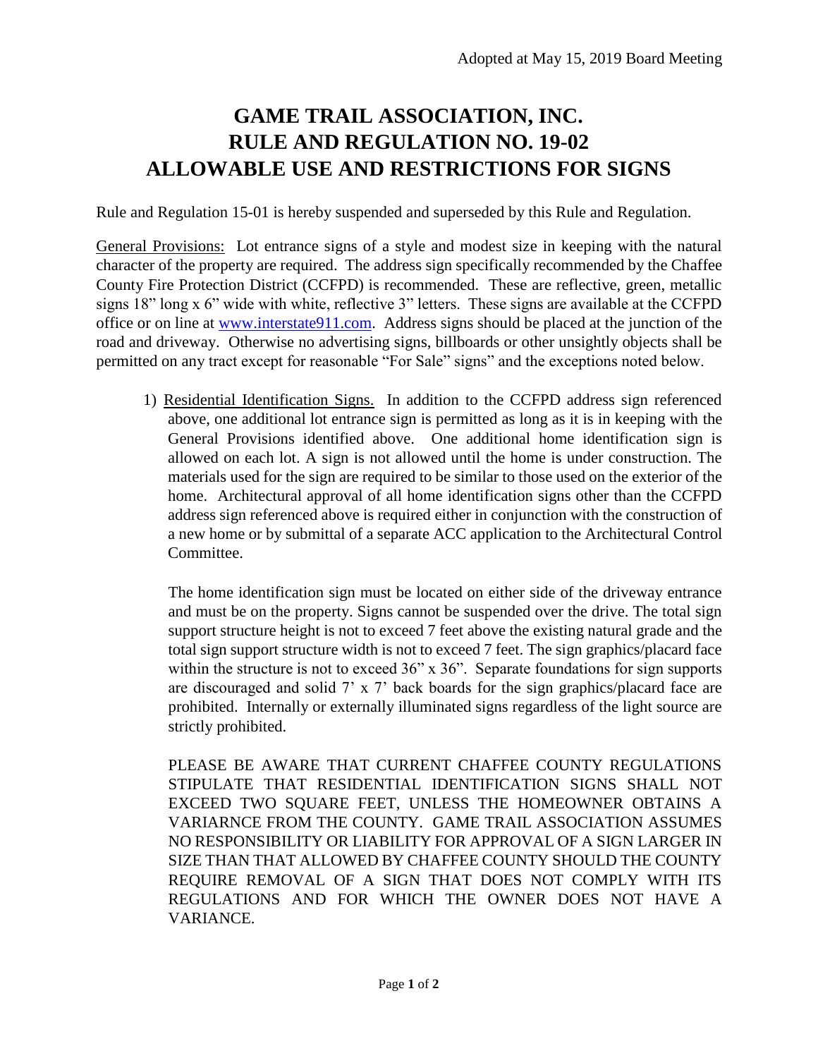Adopted at May 15, 2019 Board Meeting

# GAME TRAIL ASSOCIATION, INC.
# RULE AND REGULATION NO. 19-02
# ALLOWABLE USE AND RESTRICTIONS FOR SIGNS

Rule and Regulation 15-01 is hereby suspended and superseded by this Rule and Regulation.

General Provisions: Lot entrance signs of a style and modest size in keeping with the natural character of the property are required. The address sign specifically recommended by the Chaffee County Fire Protection District (CCFPD) is recommended. These are reflective, green, metallic signs 18" long x 6" wide with white, reflective 3" letters. These signs are available at the CCFPD office or on line at www.interstate911.com. Address signs should be placed at the junction of the road and driveway. Otherwise no advertising signs, billboards or other unsightly objects shall be permitted on any tract except for reasonable "For Sale" signs" and the exceptions noted below.

1) Residential Identification Signs. In addition to the CCFPD address sign referenced above, one additional lot entrance sign is permitted as long as it is in keeping with the General Provisions identified above. One additional home identification sign is allowed on each lot. A sign is not allowed until the home is under construction. The materials used for the sign are required to be similar to those used on the exterior of the home. Architectural approval of all home identification signs other than the CCFPD address sign referenced above is required either in conjunction with the construction of a new home or by submittal of a separate ACC application to the Architectural Control Committee.

   The home identification sign must be located on either side of the driveway entrance and must be on the property. Signs cannot be suspended over the drive. The total sign support structure height is not to exceed 7 feet above the existing natural grade and the total sign support structure width is not to exceed 7 feet. The sign graphics/placard face within the structure is not to exceed 36" x 36". Separate foundations for sign supports are discouraged and solid 7' x 7' back boards for the sign graphics/placard face are prohibited. Internally or externally illuminated signs regardless of the light source are strictly prohibited.

   PLEASE BE AWARE THAT CURRENT CHAFFEE COUNTY REGULATIONS STIPULATE THAT RESIDENTIAL IDENTIFICATION SIGNS SHALL NOT EXCEED TWO SQUARE FEET, UNLESS THE HOMEOWNER OBTAINS A VARIARNCE FROM THE COUNTY. GAME TRAIL ASSOCIATION ASSUMES NO RESPONSIBILITY OR LIABILITY FOR APPROVAL OF A SIGN LARGER IN SIZE THAN THAT ALLOWED BY CHAFFEE COUNTY SHOULD THE COUNTY REQUIRE REMOVAL OF A SIGN THAT DOES NOT COMPLY WITH ITS REGULATIONS AND FOR WHICH THE OWNER DOES NOT HAVE A VARIANCE.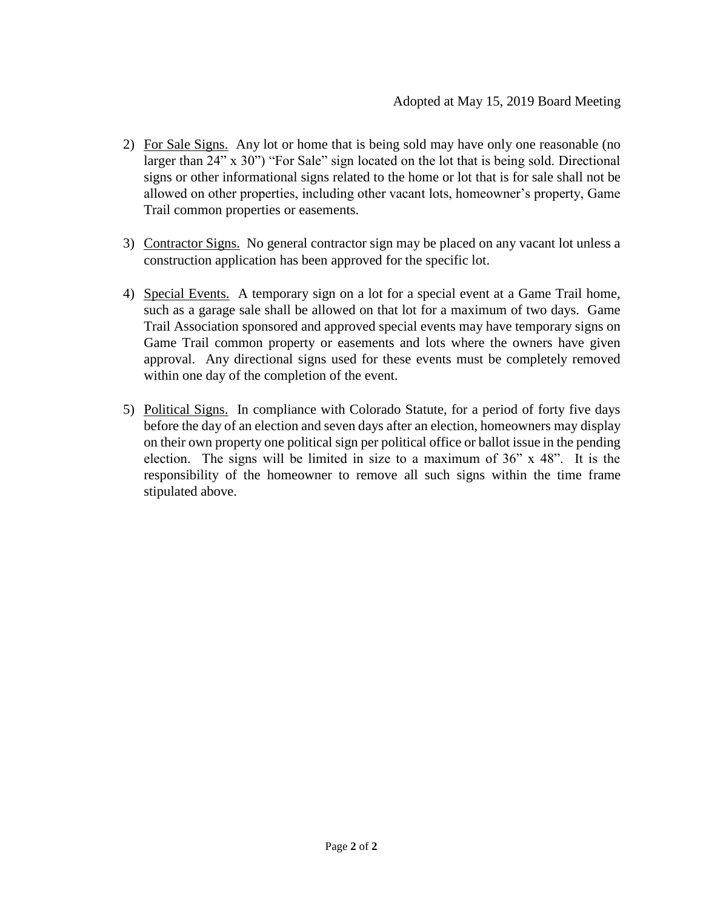Adopted at May 15, 2019 Board Meeting

2) For Sale Signs. Any lot or home that is being sold may have only one reasonable (no larger than 24" x 30") "For Sale" sign located on the lot that is being sold. Directional signs or other informational signs related to the home or lot that is for sale shall not be allowed on other properties, including other vacant lots, homeowner's property, Game Trail common properties or easements.

3) Contractor Signs. No general contractor sign may be placed on any vacant lot unless a construction application has been approved for the specific lot.

4) Special Events. A temporary sign on a lot for a special event at a Game Trail home, such as a garage sale shall be allowed on that lot for a maximum of two days. Game Trail Association sponsored and approved special events may have temporary signs on Game Trail common property or easements and lots where the owners have given approval. Any directional signs used for these events must be completely removed within one day of the completion of the event.

5) Political Signs. In compliance with Colorado Statute, for a period of forty five days before the day of an election and seven days after an election, homeowners may display on their own property one political sign per political office or ballot issue in the pending election. The signs will be limited in size to a maximum of 36" x 48". It is the responsibility of the homeowner to remove all such signs within the time frame stipulated above.